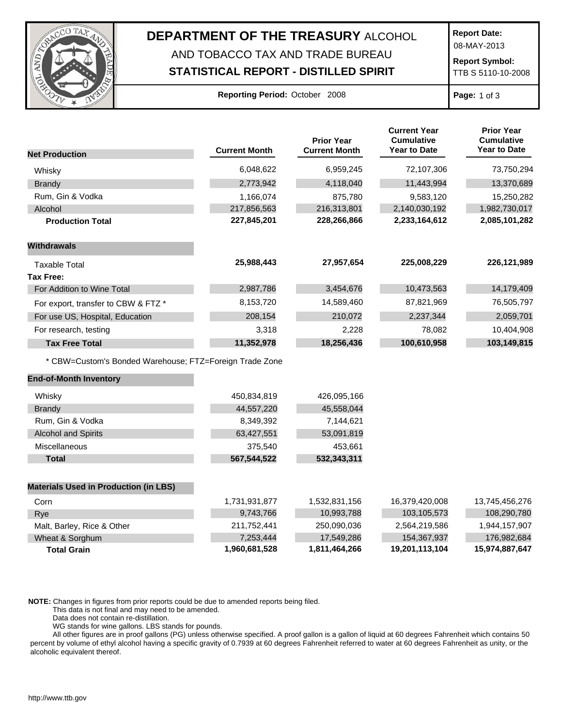# DEPARTMENT OF THE TREASURY ALCOHOL AND TOBACCO TAX AND TRADE BUREAU

## STATISTICAL REPORT - DISTILLED SPIRIT

**Report Date:** 08-MAY-2013

**Report Symbol:** TTB S 5110-10-2008

**Reporting Period:** October 2008

| Net Production | Current Month | Prior Year Current Month | Current Year Cumulative Year to Date | Prior Year Cumulative Year to Date |
|---|---|---|---|---|
| Whisky | 6,048,622 | 6,959,245 | 72,107,306 | 73,750,294 |
| Brandy | 2,773,942 | 4,118,040 | 11,443,994 | 13,370,689 |
| Rum, Gin & Vodka | 1,166,074 | 875,780 | 9,583,120 | 15,250,282 |
| Alcohol | 217,856,563 | 216,313,801 | 2,140,030,192 | 1,982,730,017 |
| **Production Total** | **227,845,201** | **228,266,866** | **2,233,164,612** | **2,085,101,282** |
| **Withdrawals** | | | | |
| Taxable Total | **25,988,443** | **27,957,654** | **225,008,229** | **226,121,989** |
| **Tax Free:** | | | | |
| For Addition to Wine Total | 2,987,786 | 3,454,676 | 10,473,563 | 14,179,409 |
| For export, transfer to CBW & FTZ * | 8,153,720 | 14,589,460 | 87,821,969 | 76,505,797 |
| For use US, Hospital, Education | 208,154 | 210,072 | 2,237,344 | 2,059,701 |
| For research, testing | 3,318 | 2,228 | 78,082 | 10,404,908 |
| **Tax Free Total** | **11,352,978** | **18,256,436** | **100,610,958** | **103,149,815** |

* CBW=Custom's Bonded Warehouse; FTZ=Foreign Trade Zone

| End-of-Month Inventory | Current Month | Prior Year Current Month |
|---|---|---|
| Whisky | 450,834,819 | 426,095,166 |
| Brandy | 44,557,220 | 45,558,044 |
| Rum, Gin & Vodka | 8,349,392 | 7,144,621 |
| Alcohol and Spirits | 63,427,551 | 53,091,819 |
| Miscellaneous | 375,540 | 453,661 |
| **Total** | **567,544,522** | **532,343,311** |

| Materials Used in Production (in LBS) | Current Month | Prior Year Current Month | Current Year Cumulative Year to Date | Prior Year Cumulative Year to Date |
|---|---|---|---|---|
| Corn | 1,731,931,877 | 1,532,831,156 | 16,379,420,008 | 13,745,456,276 |
| Rye | 9,743,766 | 10,993,788 | 103,105,573 | 108,290,780 |
| Malt, Barley, Rice & Other | 211,752,441 | 250,090,036 | 2,564,219,586 | 1,944,157,907 |
| Wheat & Sorghum | 7,253,444 | 17,549,286 | 154,367,937 | 176,982,684 |
| **Total Grain** | **1,960,681,528** | **1,811,464,266** | **19,201,113,104** | **15,974,887,647** |

**NOTE:** Changes in figures from prior reports could be due to amended reports being filed.
This data is not final and may need to be amended.
Data does not contain re-distillation.
WG stands for wine gallons. LBS stands for pounds.
All other figures are in proof gallons (PG) unless otherwise specified. A proof gallon is a gallon of liquid at 60 degrees Fahrenheit which contains 50 percent by volume of ethyl alcohol having a specific gravity of 0.7939 at 60 degrees Fahrenheit referred to water at 60 degrees Fahrenheit as unity, or the alcoholic equivalent thereof.

http://www.ttb.gov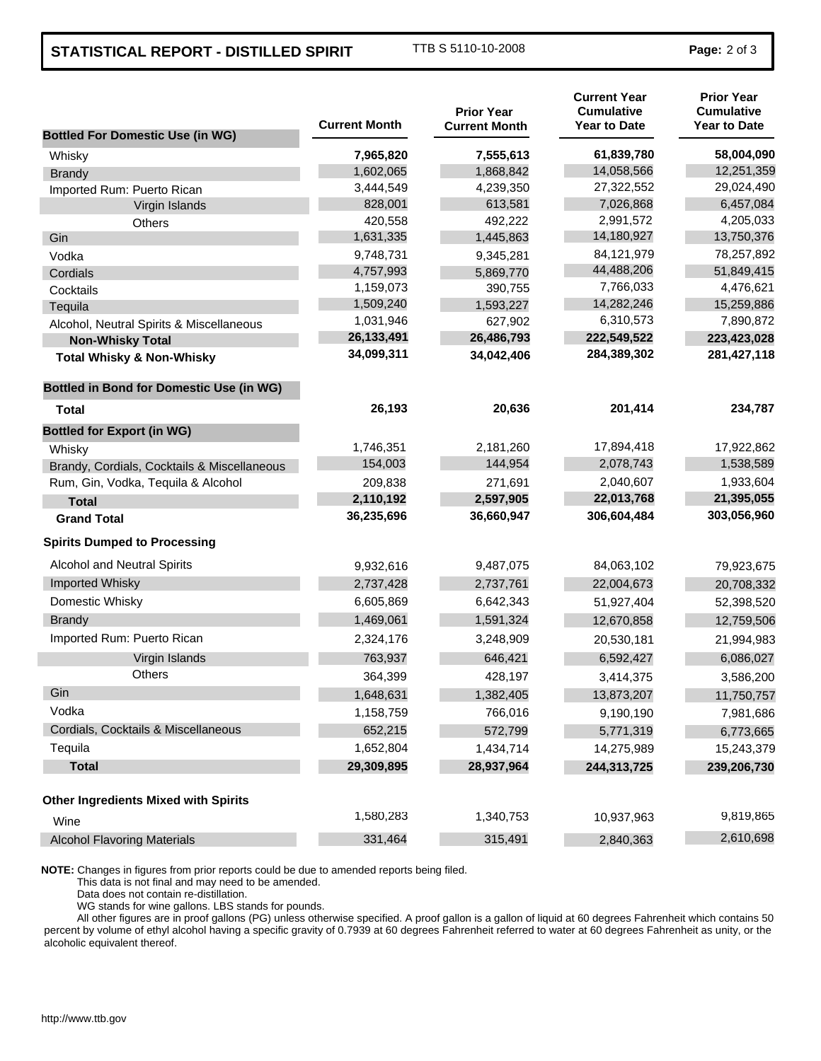## STATISTICAL REPORT - DISTILLED SPIRIT

TTB S 5110-10-2008

| Bottled For Domestic Use (in WG) | Current Month | Prior Year Current Month | Current Year Cumulative Year to Date | Prior Year Cumulative Year to Date |
|---|---|---|---|---|
| Whisky | **7,965,820** | **7,555,613** | **61,839,780** | **58,004,090** |
| Brandy | 1,602,065 | 1,868,842 | 14,058,566 | 12,251,359 |
| Imported Rum: Puerto Rican | 3,444,549 | 4,239,350 | 27,322,552 | 29,024,490 |
| Virgin Islands | 828,001 | 613,581 | 7,026,868 | 6,457,084 |
| Others | 420,558 | 492,222 | 2,991,572 | 4,205,033 |
| Gin | 1,631,335 | 1,445,863 | 14,180,927 | 13,750,376 |
| Vodka | 9,748,731 | 9,345,281 | 84,121,979 | 78,257,892 |
| Cordials | 4,757,993 | 5,869,770 | 44,488,206 | 51,849,415 |
| Cocktails | 1,159,073 | 390,755 | 7,766,033 | 4,476,621 |
| Tequila | 1,509,240 | 1,593,227 | 14,282,246 | 15,259,886 |
| Alcohol, Neutral Spirits & Miscellaneous | 1,031,946 | 627,902 | 6,310,573 | 7,890,872 |
| **Non-Whisky Total** | **26,133,491** | **26,486,793** | **222,549,522** | **223,423,028** |
| **Total Whisky & Non-Whisky** | **34,099,311** | **34,042,406** | **284,389,302** | **281,427,118** |
| **Bottled in Bond for Domestic Use (in WG)** | | | | |
| **Total** | **26,193** | **20,636** | **201,414** | **234,787** |
| **Bottled for Export (in WG)** | | | | |
| Whisky | 1,746,351 | 2,181,260 | 17,894,418 | 17,922,862 |
| Brandy, Cordials, Cocktails & Miscellaneous | 154,003 | 144,954 | 2,078,743 | 1,538,589 |
| Rum, Gin, Vodka, Tequila & Alcohol | 209,838 | 271,691 | 2,040,607 | 1,933,604 |
| **Total** | **2,110,192** | **2,597,905** | **22,013,768** | **21,395,055** |
| **Grand Total** | **36,235,696** | **36,660,947** | **306,604,484** | **303,056,960** |
| **Spirits Dumped to Processing** | | | | |
| Alcohol and Neutral Spirits | 9,932,616 | 9,487,075 | 84,063,102 | 79,923,675 |
| Imported Whisky | 2,737,428 | 2,737,761 | 22,004,673 | 20,708,332 |
| Domestic Whisky | 6,605,869 | 6,642,343 | 51,927,404 | 52,398,520 |
| Brandy | 1,469,061 | 1,591,324 | 12,670,858 | 12,759,506 |
| Imported Rum: Puerto Rican | 2,324,176 | 3,248,909 | 20,530,181 | 21,994,983 |
| Virgin Islands | 763,937 | 646,421 | 6,592,427 | 6,086,027 |
| Others | 364,399 | 428,197 | 3,414,375 | 3,586,200 |
| Gin | 1,648,631 | 1,382,405 | 13,873,207 | 11,750,757 |
| Vodka | 1,158,759 | 766,016 | 9,190,190 | 7,981,686 |
| Cordials, Cocktails & Miscellaneous | 652,215 | 572,799 | 5,771,319 | 6,773,665 |
| Tequila | 1,652,804 | 1,434,714 | 14,275,989 | 15,243,379 |
| **Total** | **29,309,895** | **28,937,964** | **244,313,725** | **239,206,730** |
| **Other Ingredients Mixed with Spirits** | | | | |
| Wine | 1,580,283 | 1,340,753 | 10,937,963 | 9,819,865 |
| Alcohol Flavoring Materials | 331,464 | 315,491 | 2,840,363 | 2,610,698 |

**NOTE:** Changes in figures from prior reports could be due to amended reports being filed.
This data is not final and may need to be amended.
Data does not contain re-distillation.
WG stands for wine gallons. LBS stands for pounds.
All other figures are in proof gallons (PG) unless otherwise specified. A proof gallon is a gallon of liquid at 60 degrees Fahrenheit which contains 50 percent by volume of ethyl alcohol having a specific gravity of 0.7939 at 60 degrees Fahrenheit referred to water at 60 degrees Fahrenheit as unity, or the alcoholic equivalent thereof.

http://www.ttb.gov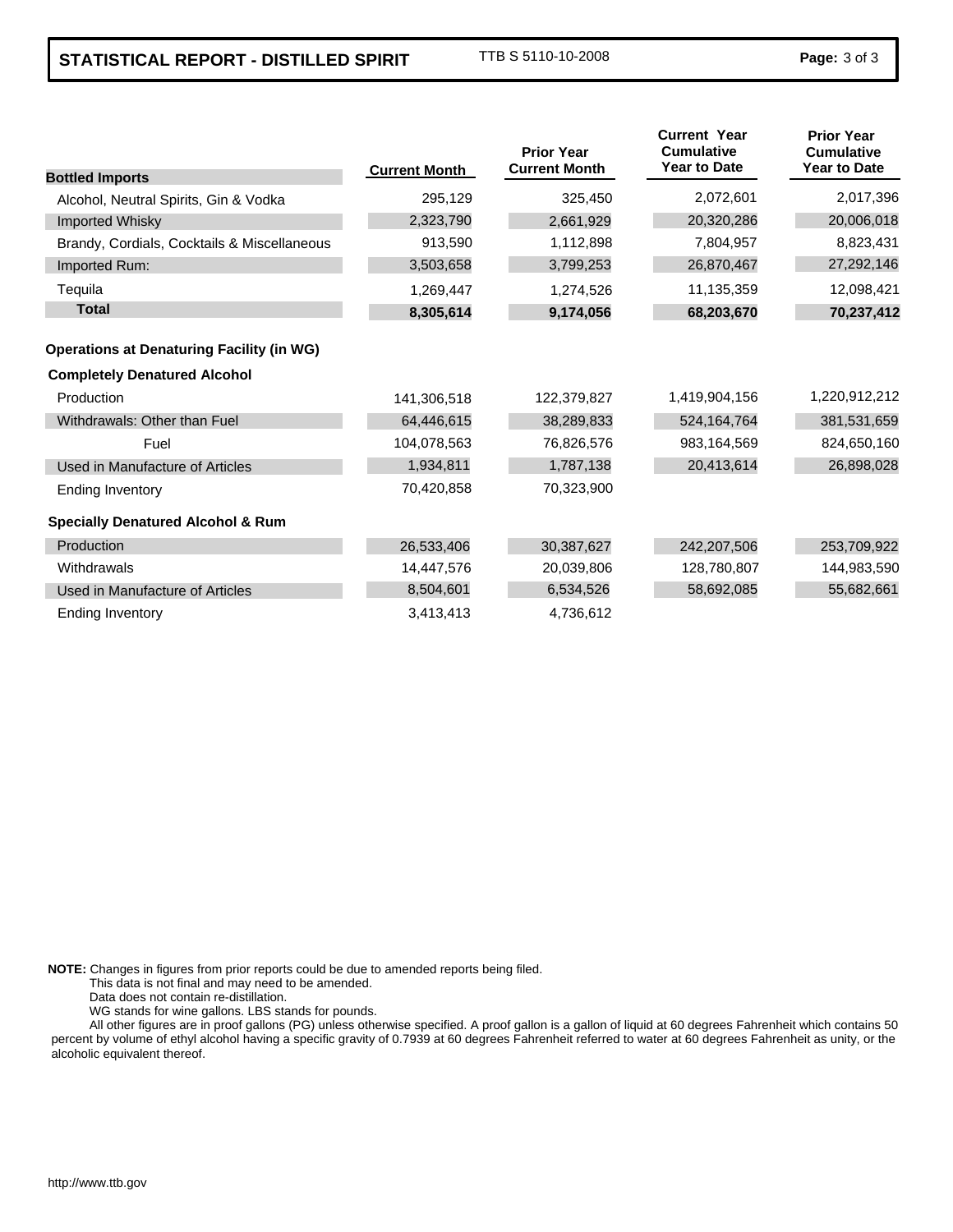| Bottled Imports | Current Month | Prior Year Current Month | Current Year Cumulative Year to Date | Prior Year Cumulative Year to Date |
|---|---|---|---|---|
| Alcohol, Neutral Spirits, Gin & Vodka | 295,129 | 325,450 | 2,072,601 | 2,017,396 |
| Imported Whisky | 2,323,790 | 2,661,929 | 20,320,286 | 20,006,018 |
| Brandy, Cordials, Cocktails & Miscellaneous | 913,590 | 1,112,898 | 7,804,957 | 8,823,431 |
| Imported Rum: | 3,503,658 | 3,799,253 | 26,870,467 | 27,292,146 |
| Tequila | 1,269,447 | 1,274,526 | 11,135,359 | 12,098,421 |
| **Total** | **8,305,614** | **9,174,056** | **68,203,670** | **70,237,412** |
| **Operations at Denaturing Facility (in WG)** | | | | |
| **Completely Denatured Alcohol** | | | | |
| Production | 141,306,518 | 122,379,827 | 1,419,904,156 | 1,220,912,212 |
| Withdrawals: Other than Fuel | 64,446,615 | 38,289,833 | 524,164,764 | 381,531,659 |
| Fuel | 104,078,563 | 76,826,576 | 983,164,569 | 824,650,160 |
| Used in Manufacture of Articles | 1,934,811 | 1,787,138 | 20,413,614 | 26,898,028 |
| Ending Inventory | 70,420,858 | 70,323,900 | | |
| **Specially Denatured Alcohol & Rum** | | | | |
| Production | 26,533,406 | 30,387,627 | 242,207,506 | 253,709,922 |
| Withdrawals | 14,447,576 | 20,039,806 | 128,780,807 | 144,983,590 |
| Used in Manufacture of Articles | 8,504,601 | 6,534,526 | 58,692,085 | 55,682,661 |
| Ending Inventory | 3,413,413 | 4,736,612 | | |

**NOTE:** Changes in figures from prior reports could be due to amended reports being filed.
This data is not final and may need to be amended.
Data does not contain re-distillation.
WG stands for wine gallons. LBS stands for pounds.
All other figures are in proof gallons (PG) unless otherwise specified. A proof gallon is a gallon of liquid at 60 degrees Fahrenheit which contains 50 percent by volume of ethyl alcohol having a specific gravity of 0.7939 at 60 degrees Fahrenheit referred to water at 60 degrees Fahrenheit as unity, or the alcoholic equivalent thereof.